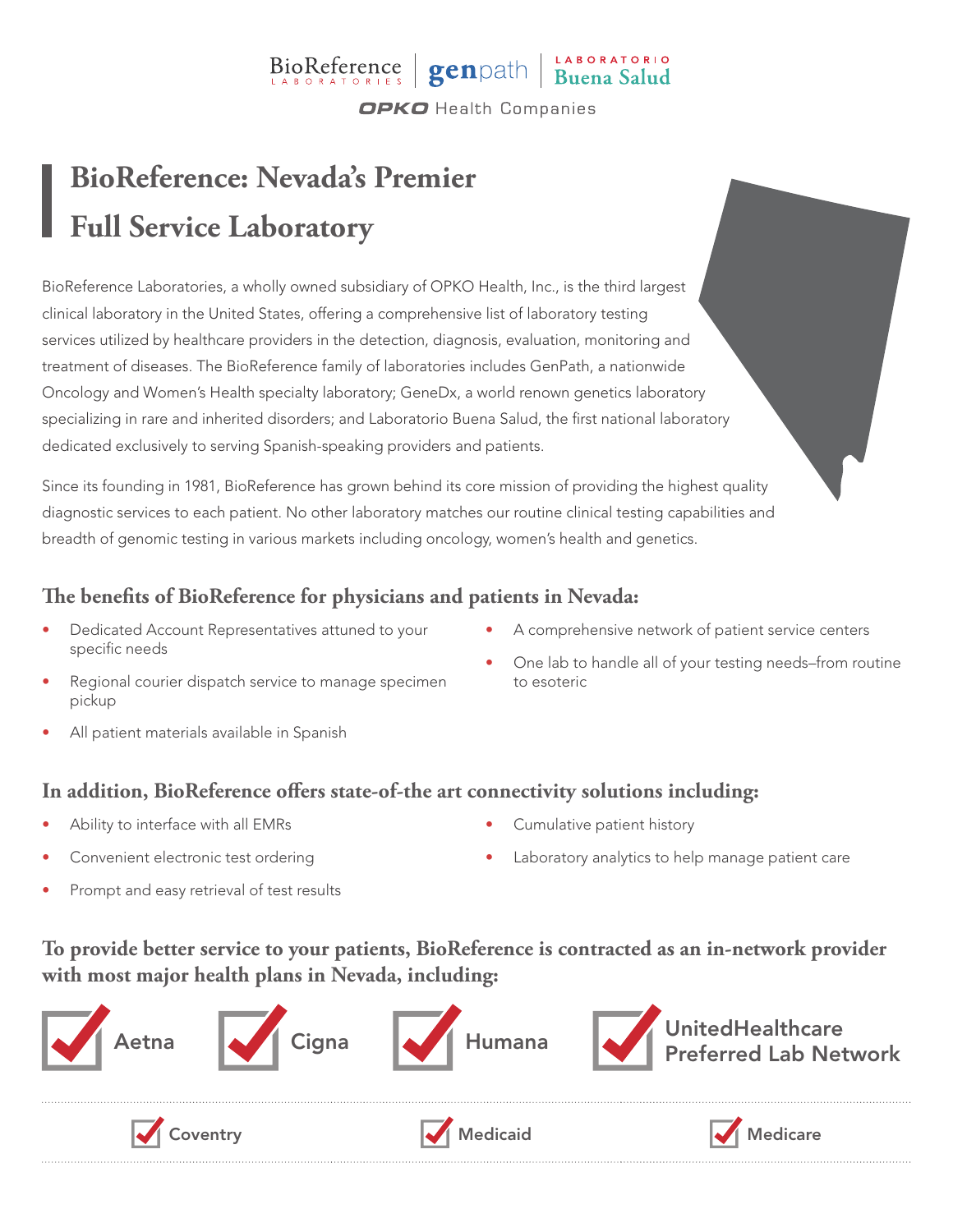BioReference Laboratories | genpath | Laboratorio Buena Salud

OPKO Health Companies

# BioReference: Nevada's Premier Full Service Laboratory

BioReference Laboratories, a wholly owned subsidiary of OPKO Health, Inc., is the third largest clinical laboratory in the United States, offering a comprehensive list of laboratory testing services utilized by healthcare providers in the detection, diagnosis, evaluation, monitoring and treatment of diseases. The BioReference family of laboratories includes GenPath, a nationwide Oncology and Women's Health specialty laboratory; GeneDx, a world renown genetics laboratory specializing in rare and inherited disorders; and Laboratorio Buena Salud, the first national laboratory dedicated exclusively to serving Spanish-speaking providers and patients.

Since its founding in 1981, BioReference has grown behind its core mission of providing the highest quality diagnostic services to each patient. No other laboratory matches our routine clinical testing capabilities and breadth of genomic testing in various markets including oncology, women's health and genetics.

## The benefits of BioReference for physicians and patients in Nevada:

- Dedicated Account Representatives attuned to your specific needs
- Regional courier dispatch service to manage specimen pickup
- All patient materials available in Spanish
- A comprehensive network of patient service centers
- One lab to handle all of your testing needs–from routine to esoteric

## In addition, BioReference offers state-of-the art connectivity solutions including:

- Ability to interface with all EMRs
- Convenient electronic test ordering
- Prompt and easy retrieval of test results
- Cumulative patient history
- Laboratory analytics to help manage patient care

## To provide better service to your patients, BioReference is contracted as an in-network provider with most major health plans in Nevada, including:

- ☑ Aetna
- ☑ Cigna
- ☑ Humana
- ☑ UnitedHealthcare Preferred Lab Network
- ☑ Coventry
- ☑ Medicaid
- ☑ Medicare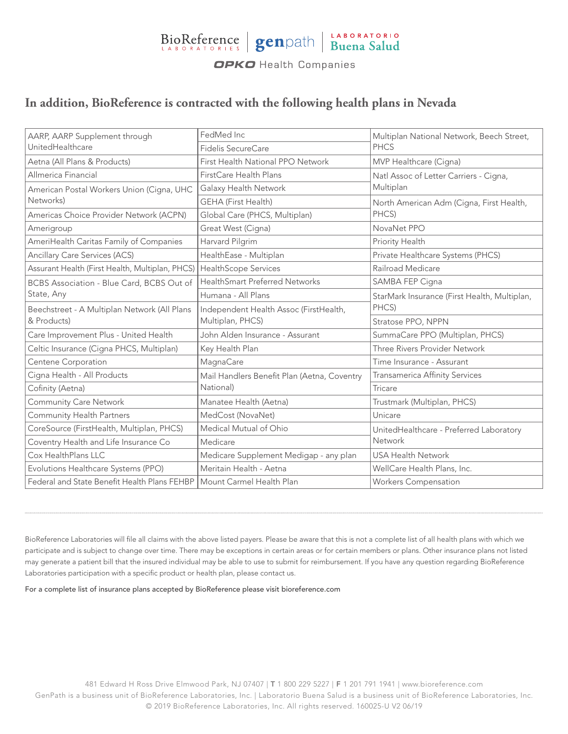BioReference LABORATORIES | genpath | LABORATORIO Buena Salud

OPKO Health Companies

## In addition, BioReference is contracted with the following health plans in Nevada

| | | |
|---|---|---|
| AARP, AARP Supplement through UnitedHealthcare | FedMed Inc | Multiplan National Network, Beech Street, PHCS |
| | Fidelis SecureCare | |
| Aetna (All Plans & Products) | First Health National PPO Network | MVP Healthcare (Cigna) |
| Allmerica Financial | FirstCare Health Plans | Natl Assoc of Letter Carriers - Cigna, Multiplan |
| American Postal Workers Union (Cigna, UHC Networks) | Galaxy Health Network | |
| | GEHA (First Health) | North American Adm (Cigna, First Health, PHCS) |
| Americas Choice Provider Network (ACPN) | Global Care (PHCS, Multiplan) | |
| Amerigroup | Great West (Cigna) | NovaNet PPO |
| AmeriHealth Caritas Family of Companies | Harvard Pilgrim | Priority Health |
| Ancillary Care Services (ACS) | HealthEase - Multiplan | Private Healthcare Systems (PHCS) |
| Assurant Health (First Health, Multiplan, PHCS) | HealthScope Services | Railroad Medicare |
| BCBS Association - Blue Card, BCBS Out of State, Any | HealthSmart Preferred Networks | SAMBA FEP Cigna |
| | Humana - All Plans | StarMark Insurance (First Health, Multiplan, PHCS) |
| Beechstreet - A Multiplan Network (All Plans & Products) | Independent Health Assoc (FirstHealth, Multiplan, PHCS) | |
| | | Stratose PPO, NPPN |
| Care Improvement Plus - United Health | John Alden Insurance - Assurant | SummaCare PPO (Multiplan, PHCS) |
| Celtic Insurance (Cigna PHCS, Multiplan) | Key Health Plan | Three Rivers Provider Network |
| Centene Corporation | MagnaCare | Time Insurance - Assurant |
| Cigna Health - All Products | Mail Handlers Benefit Plan (Aetna, Coventry National) | Transamerica Affinity Services |
| Cofinity (Aetna) | | Tricare |
| Community Care Network | Manatee Health (Aetna) | Trustmark (Multiplan, PHCS) |
| Community Health Partners | MedCost (NovaNet) | Unicare |
| CoreSource (FirstHealth, Multiplan, PHCS) | Medical Mutual of Ohio | UnitedHealthcare - Preferred Laboratory Network |
| Coventry Health and Life Insurance Co | Medicare | |
| Cox HealthPlans LLC | Medicare Supplement Medigap - any plan | USA Health Network |
| Evolutions Healthcare Systems (PPO) | Meritain Health - Aetna | WellCare Health Plans, Inc. |
| Federal and State Benefit Health Plans FEHBP | Mount Carmel Health Plan | Workers Compensation |

BioReference Laboratories will file all claims with the above listed payers. Please be aware that this is not a complete list of all health plans with which we participate and is subject to change over time. There may be exceptions in certain areas or for certain members or plans. Other insurance plans not listed may generate a patient bill that the insured individual may be able to use to submit for reimbursement. If you have any question regarding BioReference Laboratories participation with a specific product or health plan, please contact us.

For a complete list of insurance plans accepted by BioReference please visit bioreference.com

481 Edward H Ross Drive Elmwood Park, NJ 07407 | **T** 1 800 229 5227 | **F** 1 201 791 1941 | www.bioreference.com
GenPath is a business unit of BioReference Laboratories, Inc. | Laboratorio Buena Salud is a business unit of BioReference Laboratories, Inc.
© 2019 BioReference Laboratories, Inc. All rights reserved. 160025-U V2 06/19